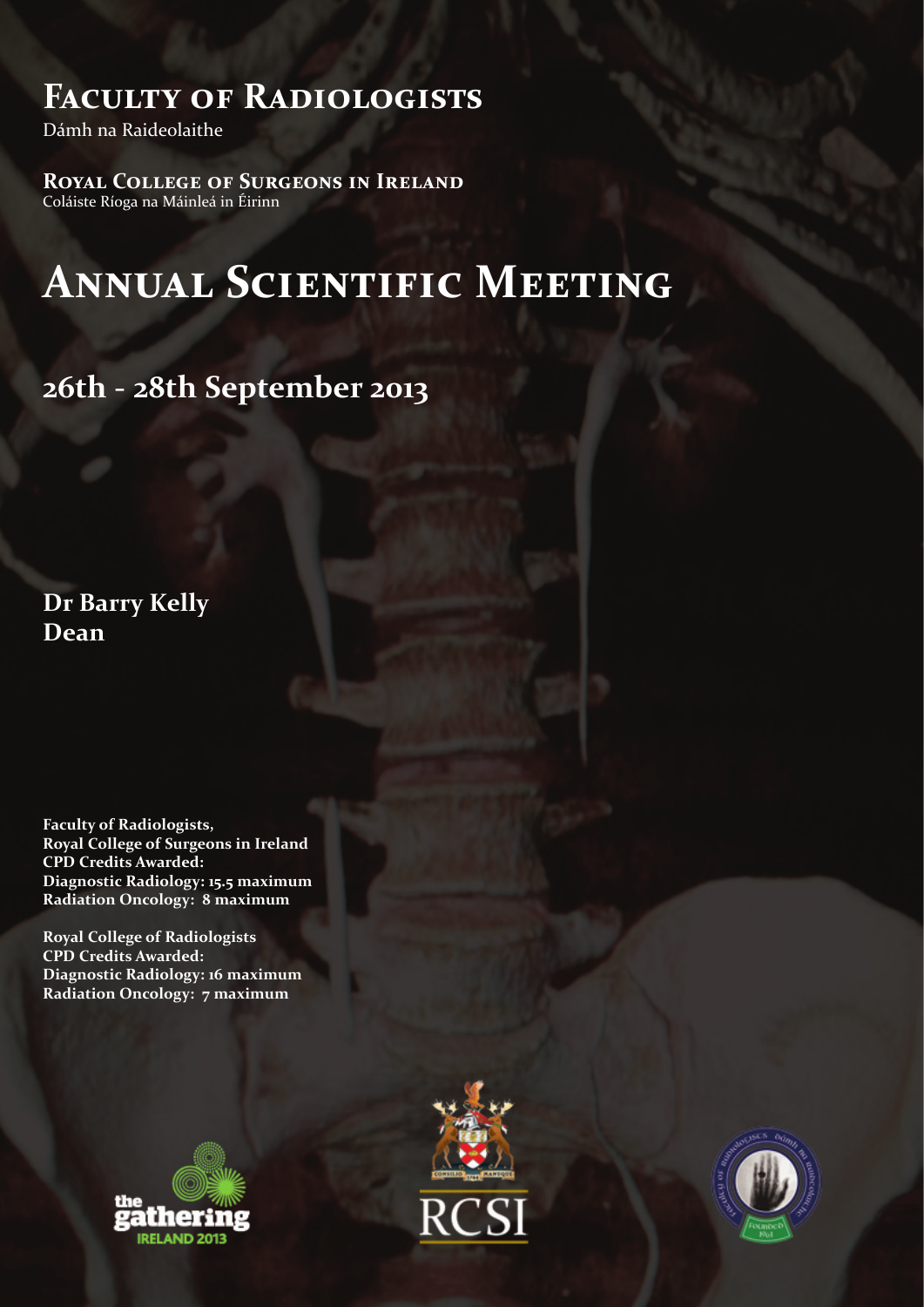# Faculty of Radiologists

Dámh na Raideolaithe

**Royal College of Surgeons in Ireland**

Coláiste Ríoga na Máinleá in Éirinn

# Annual Scientific Meeting

## 26th - 28th September 2013

**Dr Barry Kelly**
**Dean**

**Faculty of Radiologists,**
**Royal College of Surgeons in Ireland**
**CPD Credits Awarded:**
**Diagnostic Radiology: 15.5 maximum**
**Radiation Oncology: 8 maximum**

**Royal College of Radiologists**
**CPD Credits Awarded:**
**Diagnostic Radiology: 16 maximum**
**Radiation Oncology: 7 maximum**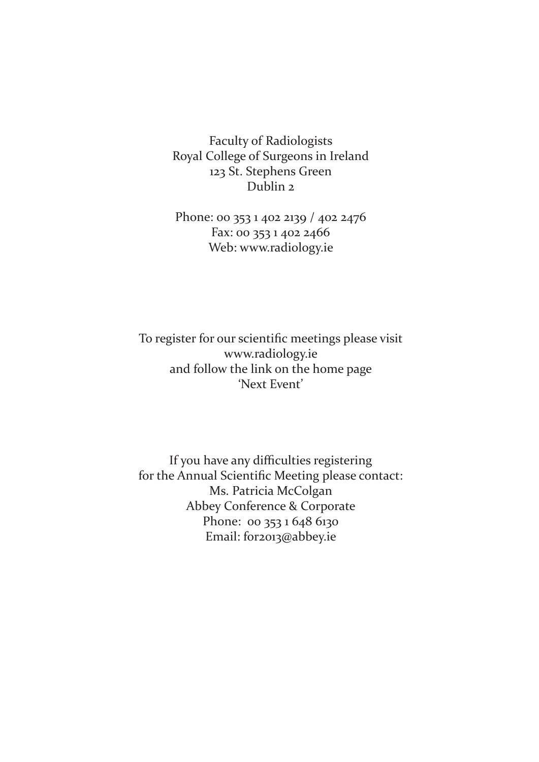Faculty of Radiologists
Royal College of Surgeons in Ireland
123 St. Stephens Green
Dublin 2

Phone: 00 353 1 402 2139 / 402 2476
Fax: 00 353 1 402 2466
Web: www.radiology.ie

To register for our scientific meetings please visit
www.radiology.ie
and follow the link on the home page
'Next Event'

If you have any difficulties registering
for the Annual Scientific Meeting please contact:
Ms. Patricia McColgan
Abbey Conference & Corporate
Phone: 00 353 1 648 6130
Email: for2013@abbey.ie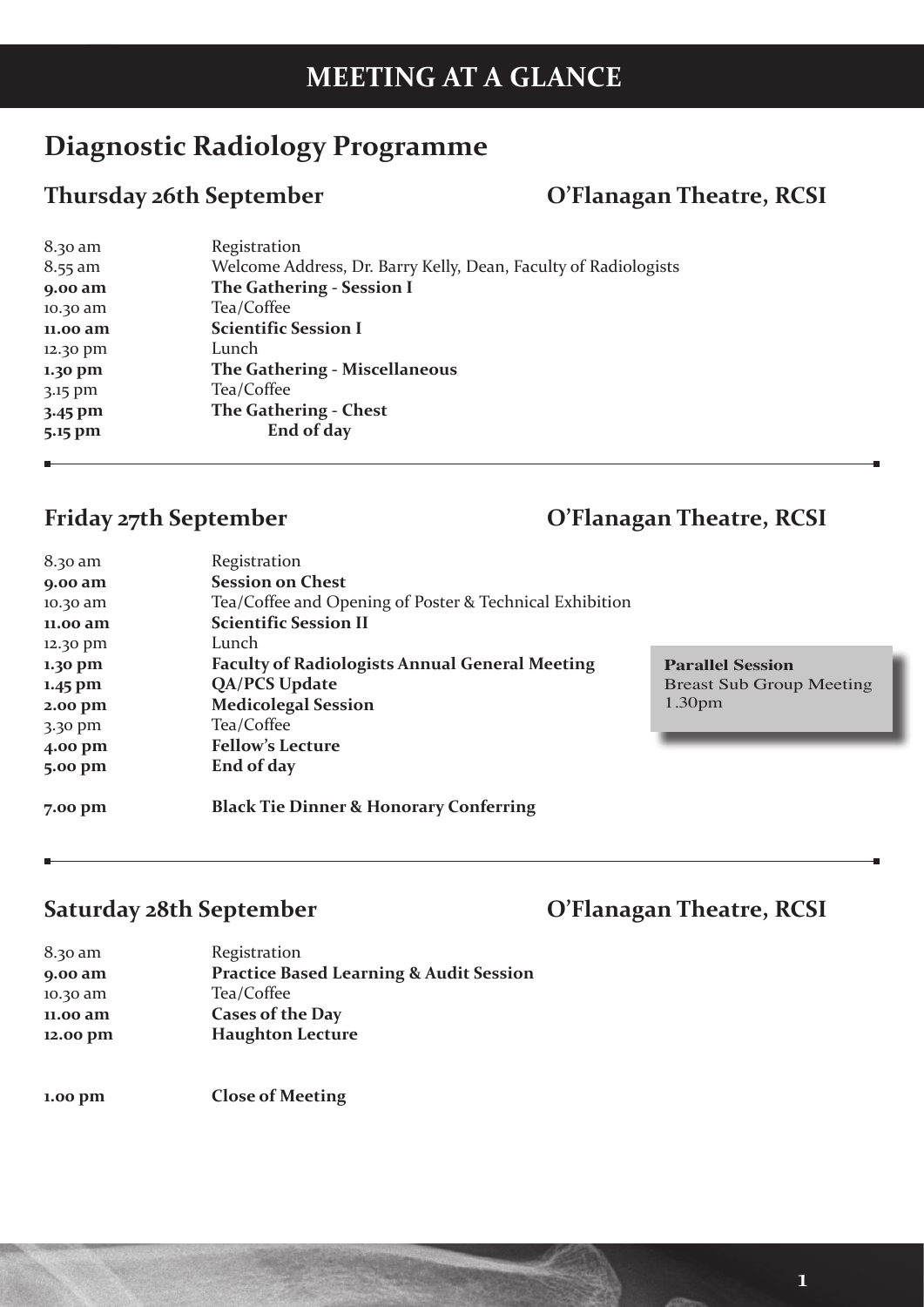# MEETING AT A GLANCE

## Diagnostic Radiology Programme

### Thursday 26th September — O'Flanagan Theatre, RCSI

| | |
|---|---|
| 8.30 am | Registration |
| 8.55 am | Welcome Address, Dr. Barry Kelly, Dean, Faculty of Radiologists |
| **9.00 am** | **The Gathering - Session I** |
| 10.30 am | Tea/Coffee |
| **11.00 am** | **Scientific Session I** |
| 12.30 pm | Lunch |
| **1.30 pm** | **The Gathering - Miscellaneous** |
| 3.15 pm | Tea/Coffee |
| **3.45 pm** | **The Gathering - Chest** |
| **5.15 pm** | **End of day** |

### Friday 27th September — O'Flanagan Theatre, RCSI

| | |
|---|---|
| 8.30 am | Registration |
| **9.00 am** | **Session on Chest** |
| 10.30 am | Tea/Coffee and Opening of Poster & Technical Exhibition |
| **11.00 am** | **Scientific Session II** |
| 12.30 pm | Lunch |
| **1.30 pm** | **Faculty of Radiologists Annual General Meeting** |
| **1.45 pm** | **QA/PCS Update** |
| **2.00 pm** | **Medicolegal Session** |
| 3.30 pm | Tea/Coffee |
| **4.00 pm** | **Fellow's Lecture** |
| **5.00 pm** | **End of day** |
| **7.00 pm** | **Black Tie Dinner & Honorary Conferring** |

**Parallel Session**
Breast Sub Group Meeting
1.30pm

### Saturday 28th September — O'Flanagan Theatre, RCSI

| | |
|---|---|
| 8.30 am | Registration |
| **9.00 am** | **Practice Based Learning & Audit Session** |
| 10.30 am | Tea/Coffee |
| **11.00 am** | **Cases of the Day** |
| **12.00 pm** | **Haughton Lecture** |
| **1.00 pm** | **Close of Meeting** |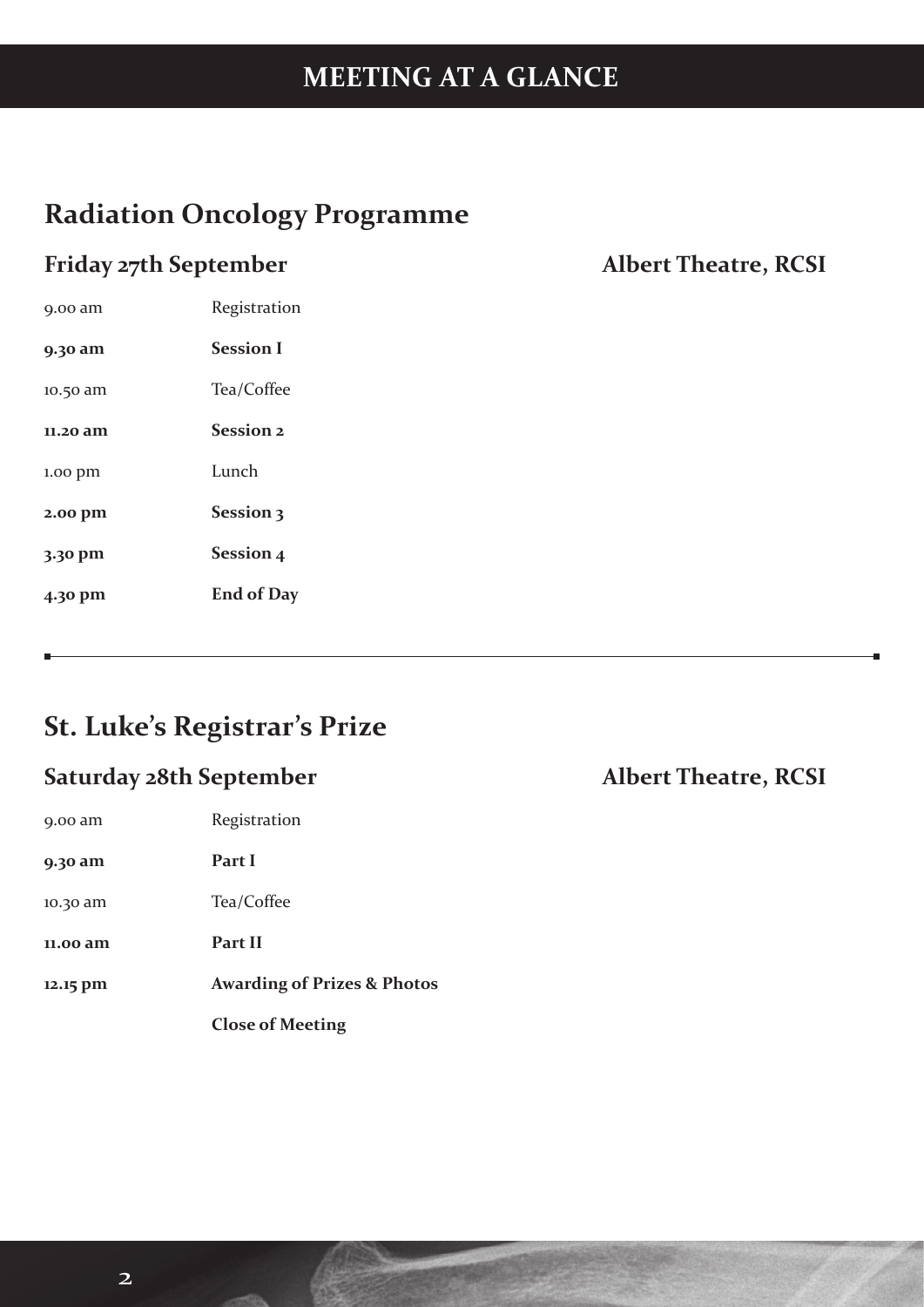# MEETING AT A GLANCE

## Radiation Oncology Programme

### Friday 27th September — Albert Theatre, RCSI

| | |
|---|---|
| 9.00 am | Registration |
| **9.30 am** | **Session I** |
| 10.50 am | Tea/Coffee |
| **11.20 am** | **Session 2** |
| 1.00 pm | Lunch |
| **2.00 pm** | **Session 3** |
| **3.30 pm** | **Session 4** |
| **4.30 pm** | **End of Day** |

---

## St. Luke's Registrar's Prize

### Saturday 28th September — Albert Theatre, RCSI

| | |
|---|---|
| 9.00 am | Registration |
| **9.30 am** | **Part I** |
| 10.30 am | Tea/Coffee |
| **11.00 am** | **Part II** |
| **12.15 pm** | **Awarding of Prizes & Photos** |
| | **Close of Meeting** |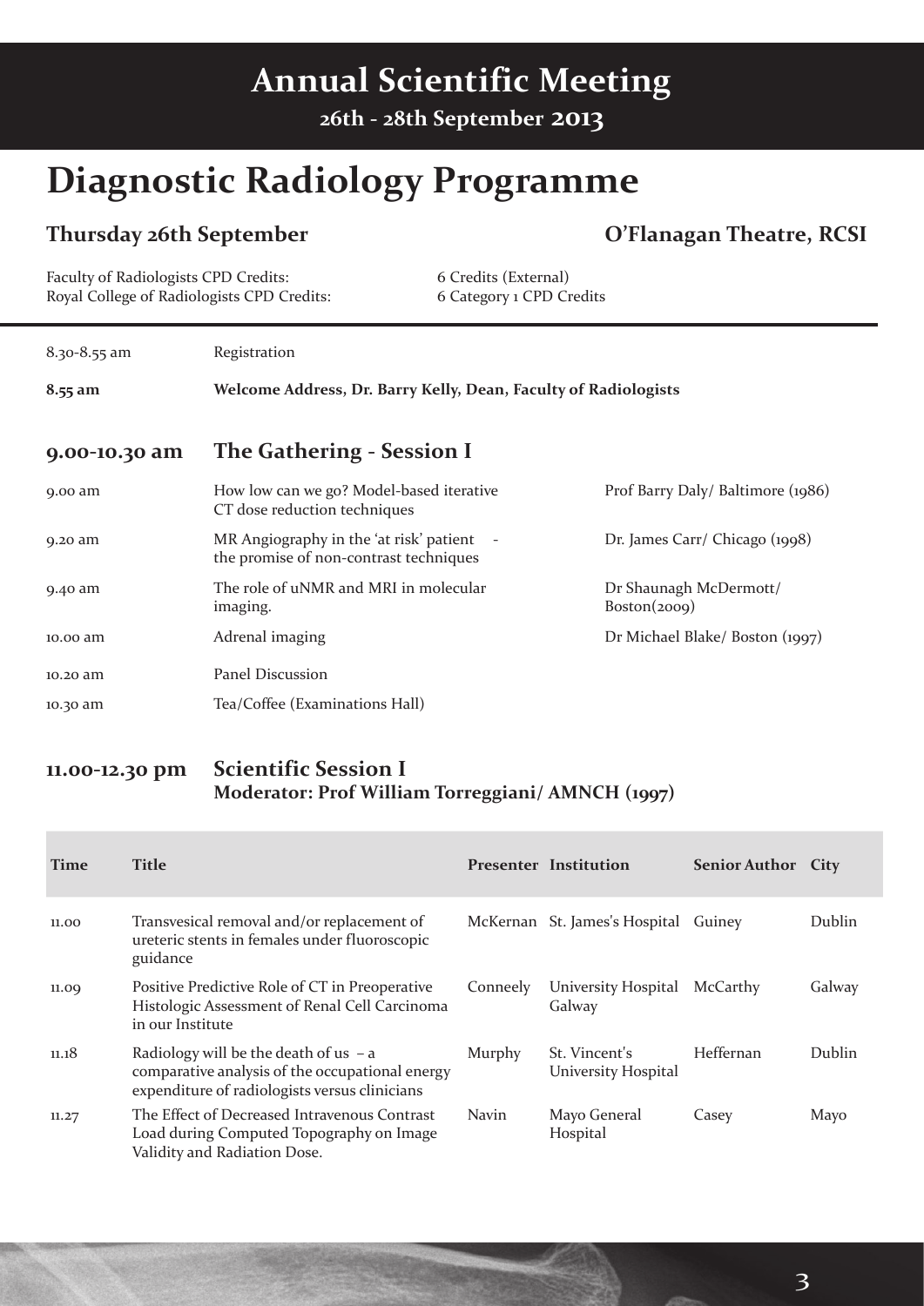# Annual Scientific Meeting

**26th - 28th September 2013**

# Diagnostic Radiology Programme

## Thursday 26th September — O'Flanagan Theatre, RCSI

| | |
|---|---|
| Faculty of Radiologists CPD Credits: | 6 Credits (External) |
| Royal College of Radiologists CPD Credits: | 6 Category 1 CPD Credits |

8.30-8.55 am — Registration

**8.55 am — Welcome Address, Dr. Barry Kelly, Dean, Faculty of Radiologists**

### 9.00-10.30 am — The Gathering - Session I

| Time | Title | Speaker |
|---|---|---|
| 9.00 am | How low can we go? Model-based iterative CT dose reduction techniques | Prof Barry Daly/ Baltimore (1986) |
| 9.20 am | MR Angiography in the 'at risk' patient - the promise of non-contrast techniques | Dr. James Carr/ Chicago (1998) |
| 9.40 am | The role of uNMR and MRI in molecular imaging. | Dr Shaunagh McDermott/ Boston(2009) |
| 10.00 am | Adrenal imaging | Dr Michael Blake/ Boston (1997) |
| 10.20 am | Panel Discussion | |
| 10.30 am | Tea/Coffee (Examinations Hall) | |

### 11.00-12.30 pm — Scientific Session I

**Moderator: Prof William Torreggiani/ AMNCH (1997)**

| Time | Title | Presenter | Institution | Senior Author | City |
|---|---|---|---|---|---|
| 11.00 | Transvesical removal and/or replacement of ureteric stents in females under fluoroscopic guidance | McKernan | St. James's Hospital | Guiney | Dublin |
| 11.09 | Positive Predictive Role of CT in Preoperative Histologic Assessment of Renal Cell Carcinoma in our Institute | Conneely | University Hospital Galway | McCarthy | Galway |
| 11.18 | Radiology will be the death of us – a comparative analysis of the occupational energy expenditure of radiologists versus clinicians | Murphy | St. Vincent's University Hospital | Heffernan | Dublin |
| 11.27 | The Effect of Decreased Intravenous Contrast Load during Computed Topography on Image Validity and Radiation Dose. | Navin | Mayo General Hospital | Casey | Mayo |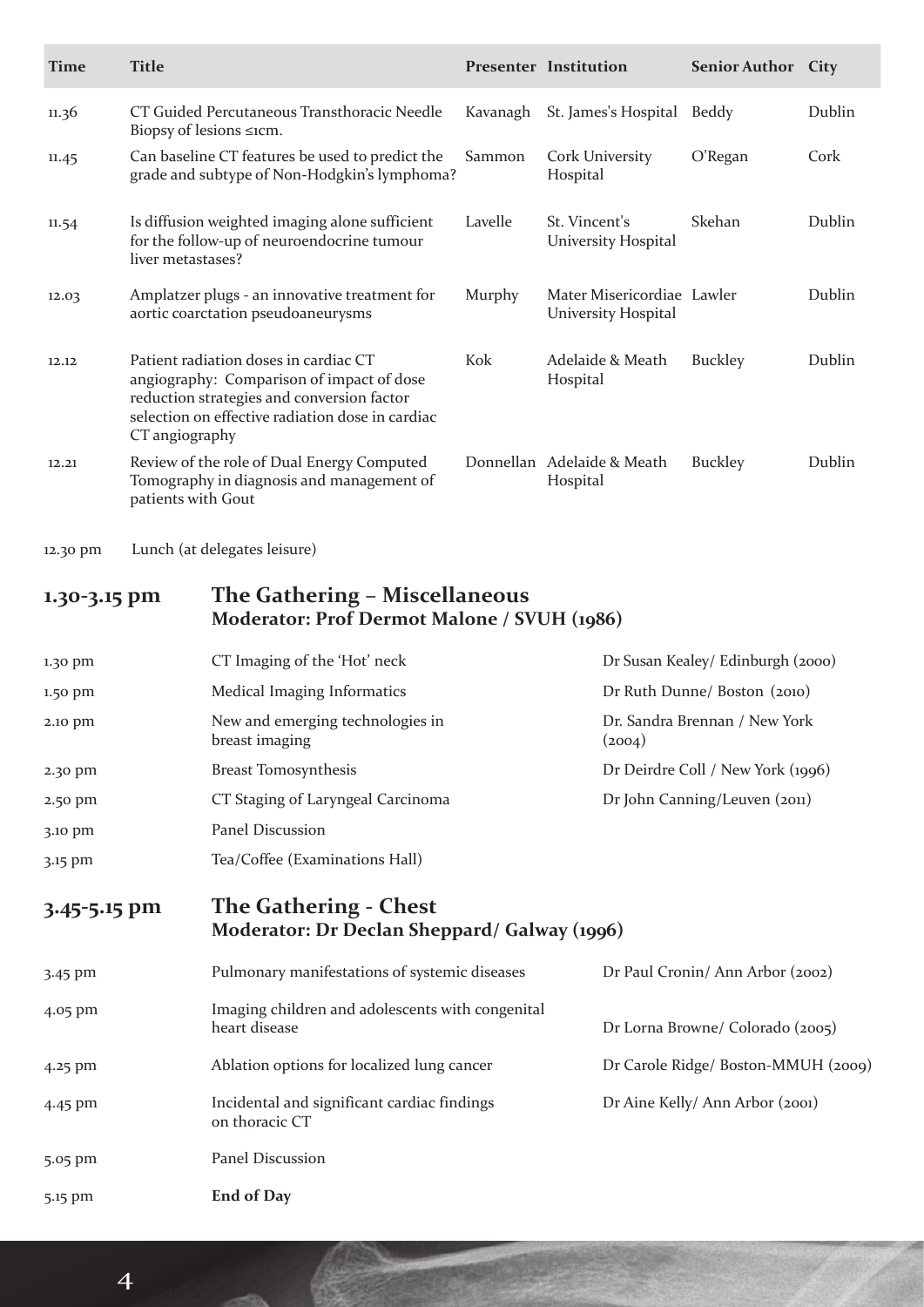| Time | Title | Presenter | Institution | Senior Author | City |
|---|---|---|---|---|---|
| 11.36 | CT Guided Percutaneous Transthoracic Needle Biopsy of lesions ≤1cm. | Kavanagh | St. James's Hospital | Beddy | Dublin |
| 11.45 | Can baseline CT features be used to predict the grade and subtype of Non-Hodgkin's lymphoma? | Sammon | Cork University Hospital | O'Regan | Cork |
| 11.54 | Is diffusion weighted imaging alone sufficient for the follow-up of neuroendocrine tumour liver metastases? | Lavelle | St. Vincent's University Hospital | Skehan | Dublin |
| 12.03 | Amplatzer plugs - an innovative treatment for aortic coarctation pseudoaneurysms | Murphy | Mater Misericordiae University Hospital | Lawler | Dublin |
| 12.12 | Patient radiation doses in cardiac CT angiography: Comparison of impact of dose reduction strategies and conversion factor selection on effective radiation dose in cardiac CT angiography | Kok | Adelaide & Meath Hospital | Buckley | Dublin |
| 12.21 | Review of the role of Dual Energy Computed Tomography in diagnosis and management of patients with Gout | Donnellan | Adelaide & Meath Hospital | Buckley | Dublin |

12.30 pm Lunch (at delegates leisure)

## 1.30-3.15 pm The Gathering – Miscellaneous

**Moderator: Prof Dermot Malone / SVUH (1986)**

| | | |
|---|---|---|
| 1.30 pm | CT Imaging of the 'Hot' neck | Dr Susan Kealey/ Edinburgh (2000) |
| 1.50 pm | Medical Imaging Informatics | Dr Ruth Dunne/ Boston (2010) |
| 2.10 pm | New and emerging technologies in breast imaging | Dr. Sandra Brennan / New York (2004) |
| 2.30 pm | Breast Tomosynthesis | Dr Deirdre Coll / New York (1996) |
| 2.50 pm | CT Staging of Laryngeal Carcinoma | Dr John Canning/Leuven (2011) |
| 3.10 pm | Panel Discussion | |
| 3.15 pm | Tea/Coffee (Examinations Hall) | |

## 3.45-5.15 pm The Gathering - Chest

**Moderator: Dr Declan Sheppard/ Galway (1996)**

| | | |
|---|---|---|
| 3.45 pm | Pulmonary manifestations of systemic diseases | Dr Paul Cronin/ Ann Arbor (2002) |
| 4.05 pm | Imaging children and adolescents with congenital heart disease | Dr Lorna Browne/ Colorado (2005) |
| 4.25 pm | Ablation options for localized lung cancer | Dr Carole Ridge/ Boston-MMUH (2009) |
| 4.45 pm | Incidental and significant cardiac findings on thoracic CT | Dr Aine Kelly/ Ann Arbor (2001) |
| 5.05 pm | Panel Discussion | |
| 5.15 pm | **End of Day** | |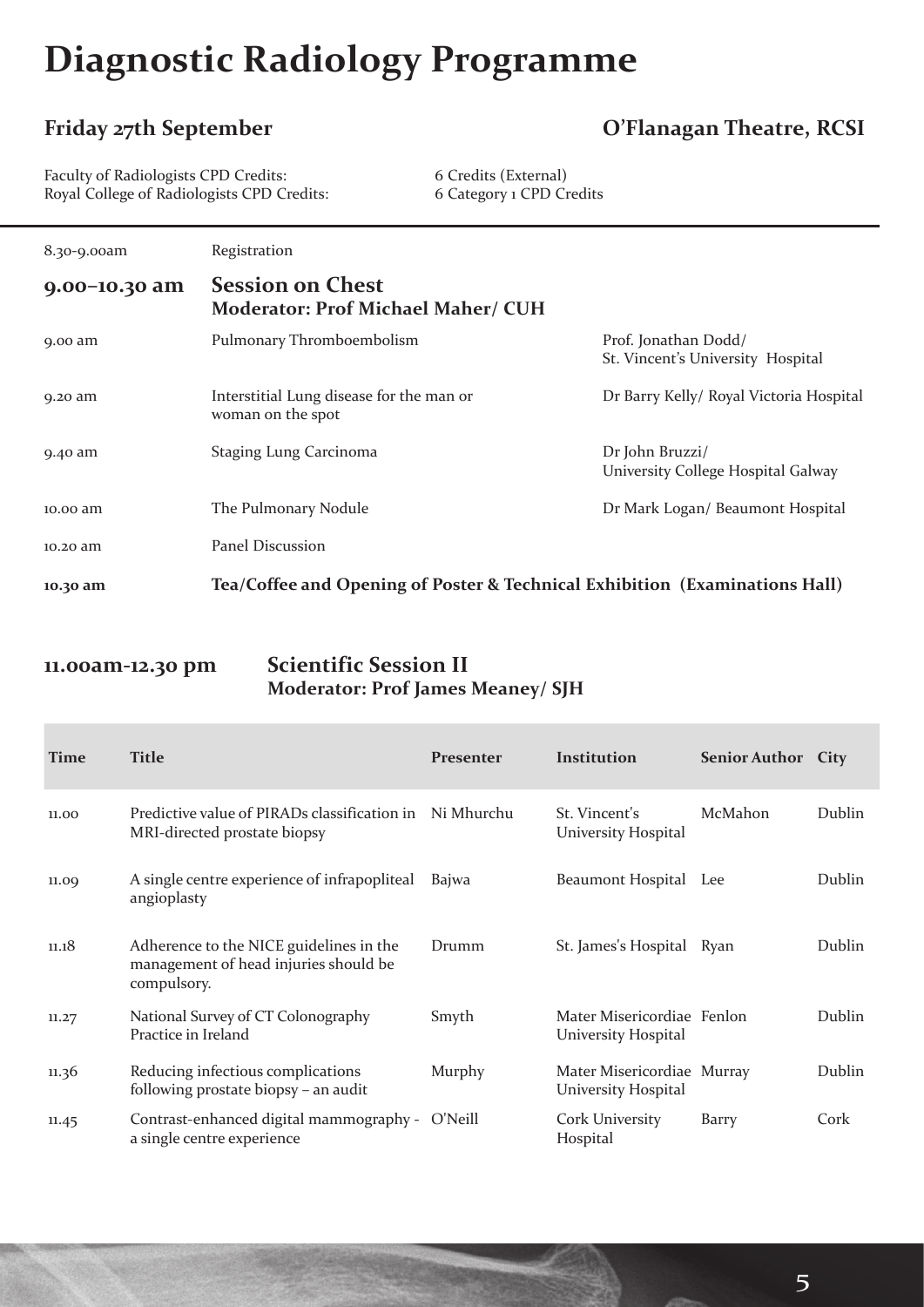# Diagnostic Radiology Programme

## Friday 27th September

## O'Flanagan Theatre, RCSI

Faculty of Radiologists CPD Credits: 6 Credits (External)
Royal College of Radiologists CPD Credits: 6 Category 1 CPD Credits

| | | |
|---|---|---|
| 8.30-9.00am | Registration | |
| **9.00–10.30 am** | **Session on Chest**<br>**Moderator: Prof Michael Maher/ CUH** | |
| 9.00 am | Pulmonary Thromboembolism | Prof. Jonathan Dodd/ St. Vincent's University Hospital |
| 9.20 am | Interstitial Lung disease for the man or woman on the spot | Dr Barry Kelly/ Royal Victoria Hospital |
| 9.40 am | Staging Lung Carcinoma | Dr John Bruzzi/ University College Hospital Galway |
| 10.00 am | The Pulmonary Nodule | Dr Mark Logan/ Beaumont Hospital |
| 10.20 am | Panel Discussion | |
| **10.30 am** | **Tea/Coffee and Opening of Poster & Technical Exhibition (Examinations Hall)** | |

**11.00am-12.30 pm** **Scientific Session II**
**Moderator: Prof James Meaney/ SJH**

| Time | Title | Presenter | Institution | Senior Author | City |
|---|---|---|---|---|---|
| 11.00 | Predictive value of PIRADs classification in MRI-directed prostate biopsy | Ni Mhurchu | St. Vincent's University Hospital | McMahon | Dublin |
| 11.09 | A single centre experience of infrapopliteal angioplasty | Bajwa | Beaumont Hospital | Lee | Dublin |
| 11.18 | Adherence to the NICE guidelines in the management of head injuries should be compulsory. | Drumm | St. James's Hospital | Ryan | Dublin |
| 11.27 | National Survey of CT Colonography Practice in Ireland | Smyth | Mater Misericordiae University Hospital | Fenlon | Dublin |
| 11.36 | Reducing infectious complications following prostate biopsy – an audit | Murphy | Mater Misericordiae University Hospital | Murray | Dublin |
| 11.45 | Contrast-enhanced digital mammography - a single centre experience | O'Neill | Cork University Hospital | Barry | Cork |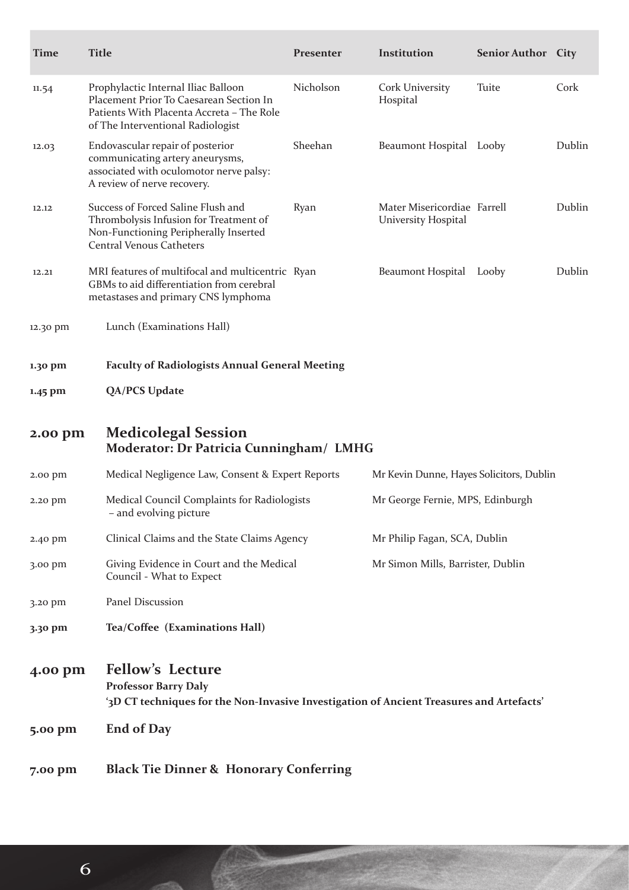| Time | Title | Presenter | Institution | Senior Author | City |
| --- | --- | --- | --- | --- | --- |
| 11.54 | Prophylactic Internal Iliac Balloon Placement Prior To Caesarean Section In Patients With Placenta Accreta – The Role of The Interventional Radiologist | Nicholson | Cork University Hospital | Tuite | Cork |
| 12.03 | Endovascular repair of posterior communicating artery aneurysms, associated with oculomotor nerve palsy: A review of nerve recovery. | Sheehan | Beaumont Hospital | Looby | Dublin |
| 12.12 | Success of Forced Saline Flush and Thrombolysis Infusion for Treatment of Non-Functioning Peripherally Inserted Central Venous Catheters | Ryan | Mater Misericordiae University Hospital | Farrell | Dublin |
| 12.21 | MRI features of multifocal and multicentric GBMs to aid differentiation from cerebral metastases and primary CNS lymphoma | Ryan | Beaumont Hospital | Looby | Dublin |

12.30 pm Lunch (Examinations Hall)

**1.30 pm Faculty of Radiologists Annual General Meeting**

**1.45 pm QA/PCS Update**

## 2.00 pm Medicolegal Session

**Moderator: Dr Patricia Cunningham/ LMHG**

| Time | Title | Speaker |
| --- | --- | --- |
| 2.00 pm | Medical Negligence Law, Consent & Expert Reports | Mr Kevin Dunne, Hayes Solicitors, Dublin |
| 2.20 pm | Medical Council Complaints for Radiologists – and evolving picture | Mr George Fernie, MPS, Edinburgh |
| 2.40 pm | Clinical Claims and the State Claims Agency | Mr Philip Fagan, SCA, Dublin |
| 3.00 pm | Giving Evidence in Court and the Medical Council - What to Expect | Mr Simon Mills, Barrister, Dublin |
| 3.20 pm | Panel Discussion | |

**3.30 pm Tea/Coffee (Examinations Hall)**

## 4.00 pm Fellow's Lecture

**Professor Barry Daly**

**'3D CT techniques for the Non-Invasive Investigation of Ancient Treasures and Artefacts'**

## 5.00 pm End of Day

## 7.00 pm Black Tie Dinner & Honorary Conferring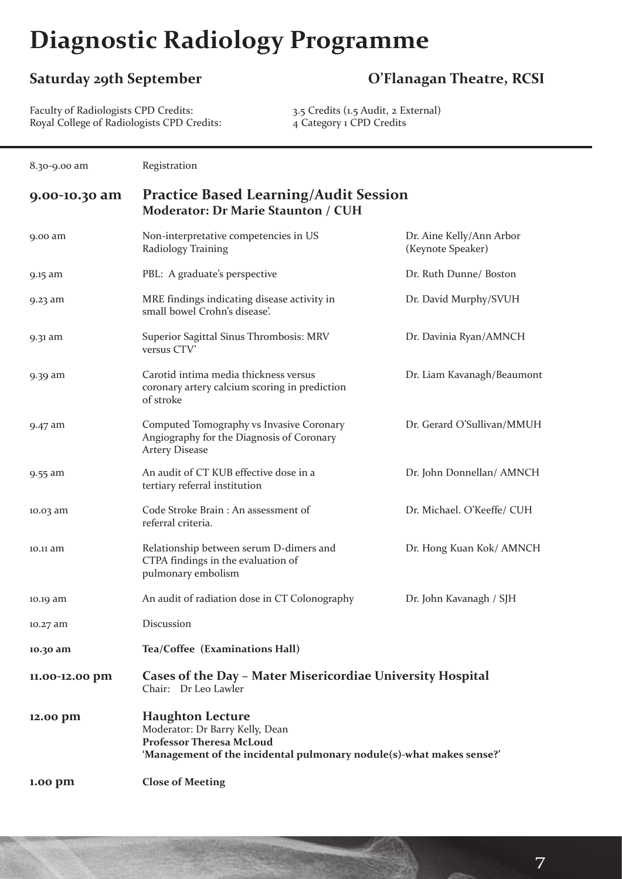# Diagnostic Radiology Programme

**Saturday 29th September** **O'Flanagan Theatre, RCSI**

Faculty of Radiologists CPD Credits: 3.5 Credits (1.5 Audit, 2 External)
Royal College of Radiologists CPD Credits: 4 Category 1 CPD Credits

| | | |
|---|---|---|
| 8.30-9.00 am | Registration | |
| **9.00-10.30 am** | **Practice Based Learning/Audit Session**<br>**Moderator: Dr Marie Staunton / CUH** | |
| 9.00 am | Non-interpretative competencies in US Radiology Training | Dr. Aine Kelly/Ann Arbor (Keynote Speaker) |
| 9.15 am | PBL: A graduate's perspective | Dr. Ruth Dunne/ Boston |
| 9.23 am | MRE findings indicating disease activity in small bowel Crohn's disease'. | Dr. David Murphy/SVUH |
| 9.31 am | Superior Sagittal Sinus Thrombosis: MRV versus CTV' | Dr. Davinia Ryan/AMNCH |
| 9.39 am | Carotid intima media thickness versus coronary artery calcium scoring in prediction of stroke | Dr. Liam Kavanagh/Beaumont |
| 9.47 am | Computed Tomography vs Invasive Coronary Angiography for the Diagnosis of Coronary Artery Disease | Dr. Gerard O'Sullivan/MMUH |
| 9.55 am | An audit of CT KUB effective dose in a tertiary referral institution | Dr. John Donnellan/ AMNCH |
| 10.03 am | Code Stroke Brain : An assessment of referral criteria. | Dr. Michael. O'Keeffe/ CUH |
| 10.11 am | Relationship between serum D-dimers and CTPA findings in the evaluation of pulmonary embolism | Dr. Hong Kuan Kok/ AMNCH |
| 10.19 am | An audit of radiation dose in CT Colonography | Dr. John Kavanagh / SJH |
| 10.27 am | Discussion | |
| **10.30 am** | **Tea/Coffee (Examinations Hall)** | |
| **11.00-12.00 pm** | **Cases of the Day – Mater Misericordiae University Hospital**<br>Chair: Dr Leo Lawler | |
| **12.00 pm** | **Haughton Lecture**<br>Moderator: Dr Barry Kelly, Dean<br>**Professor Theresa McLoud**<br>**'Management of the incidental pulmonary nodule(s)-what makes sense?'** | |
| **1.00 pm** | **Close of Meeting** | |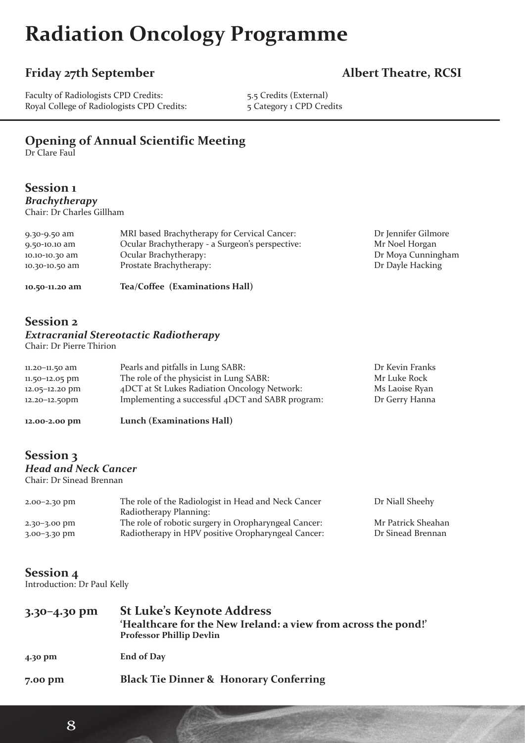# Radiation Oncology Programme

## Friday 27th September

**Albert Theatre, RCSI**

Faculty of Radiologists CPD Credits: 5.5 Credits (External)
Royal College of Radiologists CPD Credits: 5 Category 1 CPD Credits

---

### Opening of Annual Scientific Meeting

Dr Clare Faul

### Session 1

***Brachytherapy***

Chair: Dr Charles Gillham

| | | |
|---|---|---|
| 9.30-9.50 am | MRI based Brachytherapy for Cervical Cancer: | Dr Jennifer Gilmore |
| 9.50-10.10 am | Ocular Brachytherapy - a Surgeon's perspective: | Mr Noel Horgan |
| 10.10-10.30 am | Ocular Brachytherapy: | Dr Moya Cunningham |
| 10.30-10.50 am | Prostate Brachytherapy: | Dr Dayle Hacking |
| **10.50-11.20 am** | **Tea/Coffee (Examinations Hall)** | |

### Session 2

***Extracranial Stereotactic Radiotherapy***

Chair: Dr Pierre Thirion

| | | |
|---|---|---|
| 11.20–11.50 am | Pearls and pitfalls in Lung SABR: | Dr Kevin Franks |
| 11.50–12.05 pm | The role of the physicist in Lung SABR: | Mr Luke Rock |
| 12.05–12.20 pm | 4DCT at St Lukes Radiation Oncology Network: | Ms Laoise Ryan |
| 12.20–12.50pm | Implementing a successful 4DCT and SABR program: | Dr Gerry Hanna |
| **12.00-2.00 pm** | **Lunch (Examinations Hall)** | |

### Session 3

***Head and Neck Cancer***

Chair: Dr Sinead Brennan

| | | |
|---|---|---|
| 2.00–2.30 pm | The role of the Radiologist in Head and Neck Cancer Radiotherapy Planning: | Dr Niall Sheehy |
| 2.30–3.00 pm | The role of robotic surgery in Oropharyngeal Cancer: | Mr Patrick Sheahan |
| 3.00–3.30 pm | Radiotherapy in HPV positive Oropharyngeal Cancer: | Dr Sinead Brennan |

### Session 4

Introduction: Dr Paul Kelly

**3.30–4.30 pm** **St Luke's Keynote Address**
**'Healthcare for the New Ireland: a view from across the pond!'**
**Professor Phillip Devlin**

**4.30 pm** **End of Day**

**7.00 pm** **Black Tie Dinner & Honorary Conferring**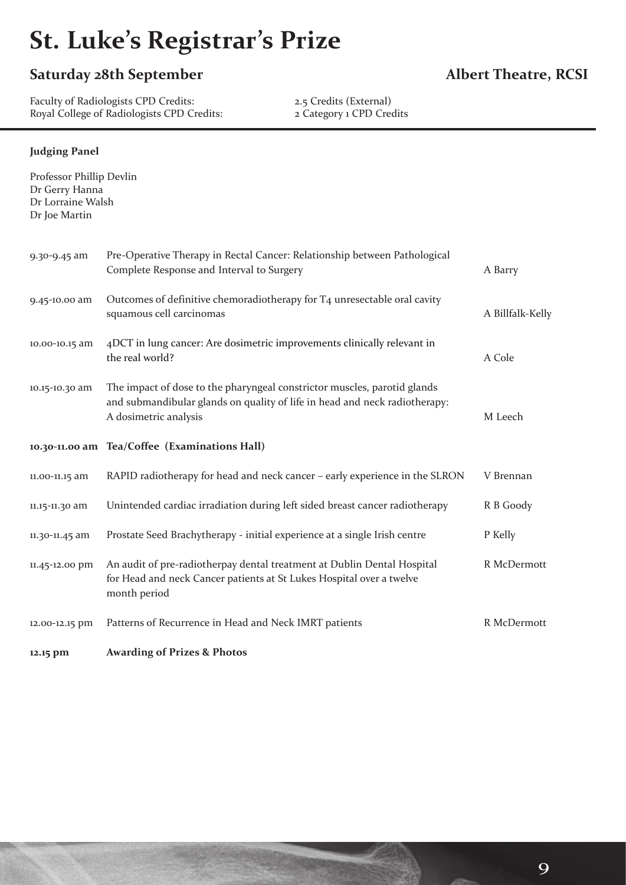# St. Luke's Registrar's Prize

## Saturday 28th September

## Albert Theatre, RCSI

Faculty of Radiologists CPD Credits: 2.5 Credits (External)
Royal College of Radiologists CPD Credits: 2 Category 1 CPD Credits

**Judging Panel**

Professor Phillip Devlin
Dr Gerry Hanna
Dr Lorraine Walsh
Dr Joe Martin

| | | |
|---|---|---|
| 9.30-9.45 am | Pre-Operative Therapy in Rectal Cancer: Relationship between Pathological Complete Response and Interval to Surgery | A Barry |
| 9.45-10.00 am | Outcomes of definitive chemoradiotherapy for T4 unresectable oral cavity squamous cell carcinomas | A Billfalk-Kelly |
| 10.00-10.15 am | 4DCT in lung cancer: Are dosimetric improvements clinically relevant in the real world? | A Cole |
| 10.15-10.30 am | The impact of dose to the pharyngeal constrictor muscles, parotid glands and submandibular glands on quality of life in head and neck radiotherapy: A dosimetric analysis | M Leech |
| **10.30-11.00 am** | **Tea/Coffee (Examinations Hall)** | |
| 11.00-11.15 am | RAPID radiotherapy for head and neck cancer – early experience in the SLRON | V Brennan |
| 11.15-11.30 am | Unintended cardiac irradiation during left sided breast cancer radiotherapy | R B Goody |
| 11.30-11.45 am | Prostate Seed Brachytherapy - initial experience at a single Irish centre | P Kelly |
| 11.45-12.00 pm | An audit of pre-radiotherpay dental treatment at Dublin Dental Hospital for Head and neck Cancer patients at St Lukes Hospital over a twelve month period | R McDermott |
| 12.00-12.15 pm | Patterns of Recurrence in Head and Neck IMRT patients | R McDermott |
| **12.15 pm** | **Awarding of Prizes & Photos** | |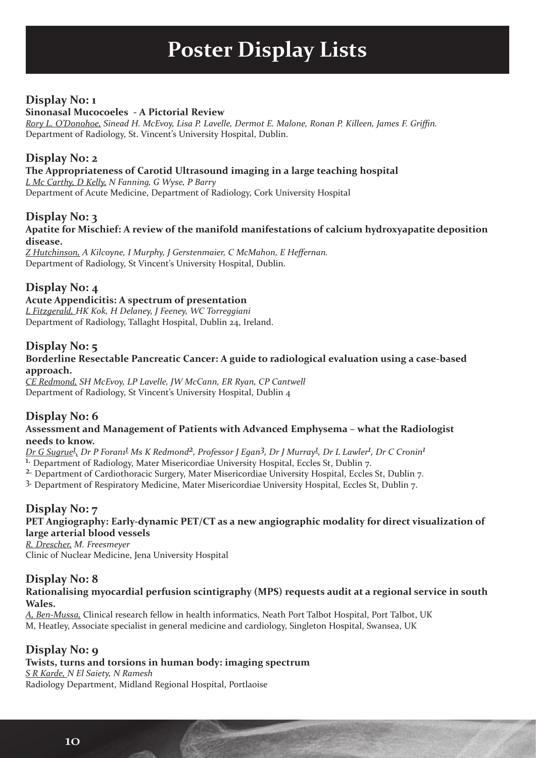# Poster Display Lists

## Display No: 1

**Sinonasal Mucocoeles - A Pictorial Review**

*Rory L. O'Donohoe, Sinead H. McEvoy, Lisa P. Lavelle, Dermot E. Malone, Ronan P. Killeen, James F. Griffin.*
Department of Radiology, St. Vincent's University Hospital, Dublin.

## Display No: 2

**The Appropriateness of Carotid Ultrasound imaging in a large teaching hospital**

*L Mc Carthy, D Kelly, N Fanning, G Wyse, P Barry*
Department of Acute Medicine, Department of Radiology, Cork University Hospital

## Display No: 3

**Apatite for Mischief: A review of the manifold manifestations of calcium hydroxyapatite deposition disease.**

*Z Hutchinson, A Kilcoyne, I Murphy, J Gerstenmaier, C McMahon, E Heffernan.*
Department of Radiology, St Vincent's University Hospital, Dublin.

## Display No: 4

**Acute Appendicitis: A spectrum of presentation**

*L Fitzgerald, HK Kok, H Delaney, J Feeney, WC Torreggiani*
Department of Radiology, Tallaght Hospital, Dublin 24, Ireland.

## Display No: 5

**Borderline Resectable Pancreatic Cancer: A guide to radiological evaluation using a case-based approach.**

*CE Redmond, SH McEvoy, LP Lavelle, JW McCann, ER Ryan, CP Cantwell*
Department of Radiology, St Vincent's University Hospital, Dublin 4

## Display No: 6

**Assessment and Management of Patients with Advanced Emphysema – what the Radiologist needs to know.**

*Dr G Sugrue[1], Dr P Foran1[1] Ms K Redmond[2], Professor J Egan[3], Dr J Murray[1], Dr L Lawler[1], Dr C Cronin[1]*

1. Department of Radiology, Mater Misericordiae University Hospital, Eccles St, Dublin 7.
2. Department of Cardiothoracic Surgery, Mater Misericordiae University Hospital, Eccles St, Dublin 7.
3. Department of Respiratory Medicine, Mater Misericordiae University Hospital, Eccles St, Dublin 7.

## Display No: 7

**PET Angiography: Early-dynamic PET/CT as a new angiographic modality for direct visualization of large arterial blood vessels**

*R. Drescher, M. Freesmeyer*
Clinic of Nuclear Medicine, Jena University Hospital

## Display No: 8

**Rationalising myocardial perfusion scintigraphy (MPS) requests audit at a regional service in south Wales.**

*A, Ben-Mussa,* Clinical research fellow in health informatics, Neath Port Talbot Hospital, Port Talbot, UK
M, Heatley, Associate specialist in general medicine and cardiology, Singleton Hospital, Swansea, UK

## Display No: 9

**Twists, turns and torsions in human body: imaging spectrum**

*S R Karde, N El Saiety, N Ramesh*
Radiology Department, Midland Regional Hospital, Portlaoise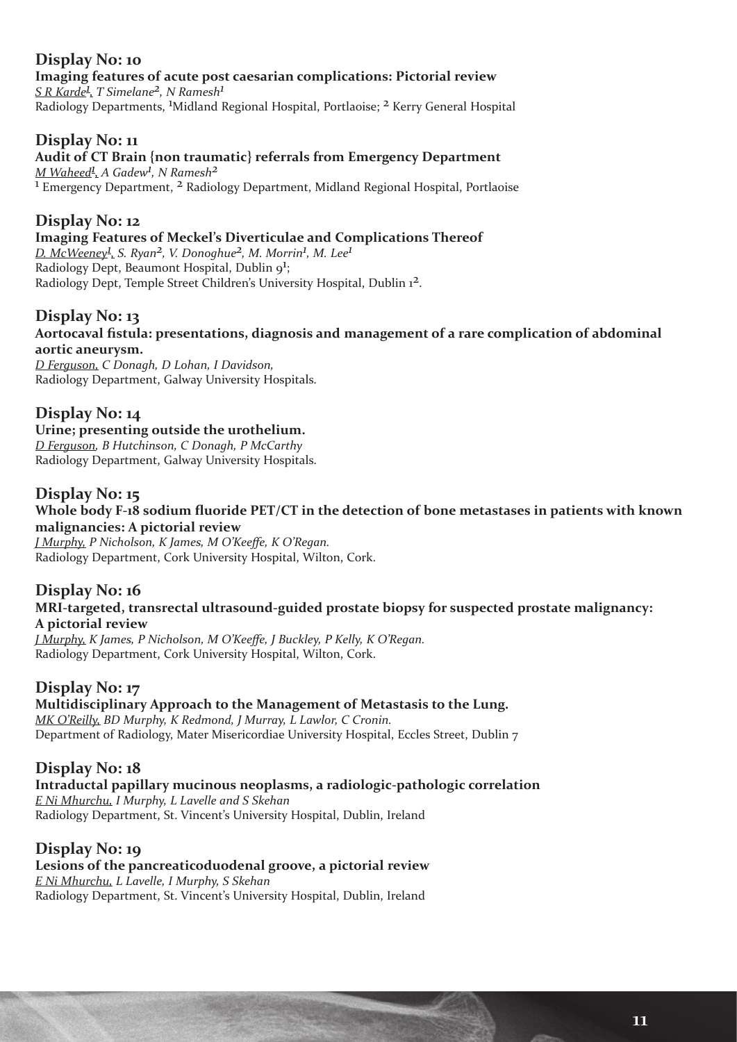## Display No: 10

**Imaging features of acute post caesarian complications: Pictorial review**

*S R Karde[1], T Simelane[2], N Ramesh[1]*

Radiology Departments, [1]Midland Regional Hospital, Portlaoise; [2] Kerry General Hospital

## Display No: 11

**Audit of CT Brain {non traumatic} referrals from Emergency Department**

*M Waheed[1], A Gadew[1], N Ramesh[2]*

[1] Emergency Department, [2] Radiology Department, Midland Regional Hospital, Portlaoise

## Display No: 12

**Imaging Features of Meckel's Diverticulae and Complications Thereof**

*D. McWeeney[1], S. Ryan[2], V. Donoghue[2], M. Morrin[1], M. Lee[1]*

Radiology Dept, Beaumont Hospital, Dublin 9[1];
Radiology Dept, Temple Street Children's University Hospital, Dublin 1[2].

## Display No: 13

**Aortocaval fistula: presentations, diagnosis and management of a rare complication of abdominal aortic aneurysm.**

*D Ferguson, C Donagh, D Lohan, I Davidson,*

Radiology Department, Galway University Hospitals.

## Display No: 14

**Urine; presenting outside the urothelium.**

*D Ferguson, B Hutchinson, C Donagh, P McCarthy*

Radiology Department, Galway University Hospitals.

## Display No: 15

**Whole body F-18 sodium fluoride PET/CT in the detection of bone metastases in patients with known malignancies: A pictorial review**

*J Murphy, P Nicholson, K James, M O'Keeffe, K O'Regan.*

Radiology Department, Cork University Hospital, Wilton, Cork.

## Display No: 16

**MRI-targeted, transrectal ultrasound-guided prostate biopsy for suspected prostate malignancy: A pictorial review**

*J Murphy, K James, P Nicholson, M O'Keeffe, J Buckley, P Kelly, K O'Regan.*

Radiology Department, Cork University Hospital, Wilton, Cork.

## Display No: 17

**Multidisciplinary Approach to the Management of Metastasis to the Lung.**

*MK O'Reilly, BD Murphy, K Redmond, J Murray, L Lawlor, C Cronin.*

Department of Radiology, Mater Misericordiae University Hospital, Eccles Street, Dublin 7

## Display No: 18

**Intraductal papillary mucinous neoplasms, a radiologic-pathologic correlation**

*E Ni Mhurchu, I Murphy, L Lavelle and S Skehan*

Radiology Department, St. Vincent's University Hospital, Dublin, Ireland

## Display No: 19

**Lesions of the pancreaticoduodenal groove, a pictorial review**

*E Ni Mhurchu, L Lavelle, I Murphy, S Skehan*

Radiology Department, St. Vincent's University Hospital, Dublin, Ireland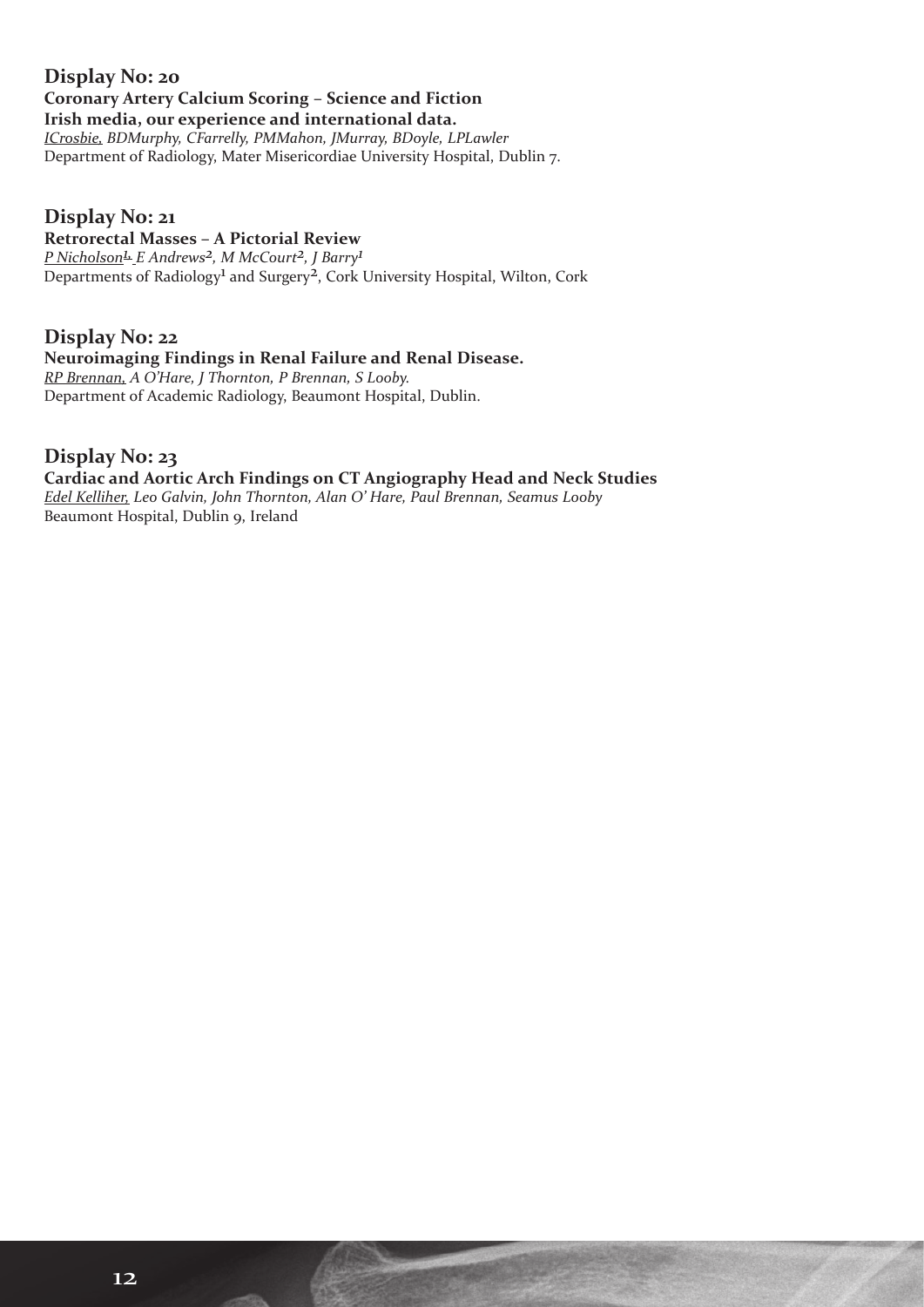## Display No: 20

**Coronary Artery Calcium Scoring – Science and Fiction**
**Irish media, our experience and international data.**

*ICrosbie, BDMurphy, CFarrelly, PMMahon, JMurray, BDoyle, LPLawler*
Department of Radiology, Mater Misericordiae University Hospital, Dublin 7.

## Display No: 21

**Retrorectal Masses – A Pictorial Review**

*P Nicholson[1], E Andrews[2], M McCourt[2], J Barry[1]*
Departments of Radiology[1] and Surgery[2], Cork University Hospital, Wilton, Cork

## Display No: 22

**Neuroimaging Findings in Renal Failure and Renal Disease.**

*RP Brennan, A O'Hare, J Thornton, P Brennan, S Looby.*
Department of Academic Radiology, Beaumont Hospital, Dublin.

## Display No: 23

**Cardiac and Aortic Arch Findings on CT Angiography Head and Neck Studies**

*Edel Kelliher, Leo Galvin, John Thornton, Alan O' Hare, Paul Brennan, Seamus Looby*
Beaumont Hospital, Dublin 9, Ireland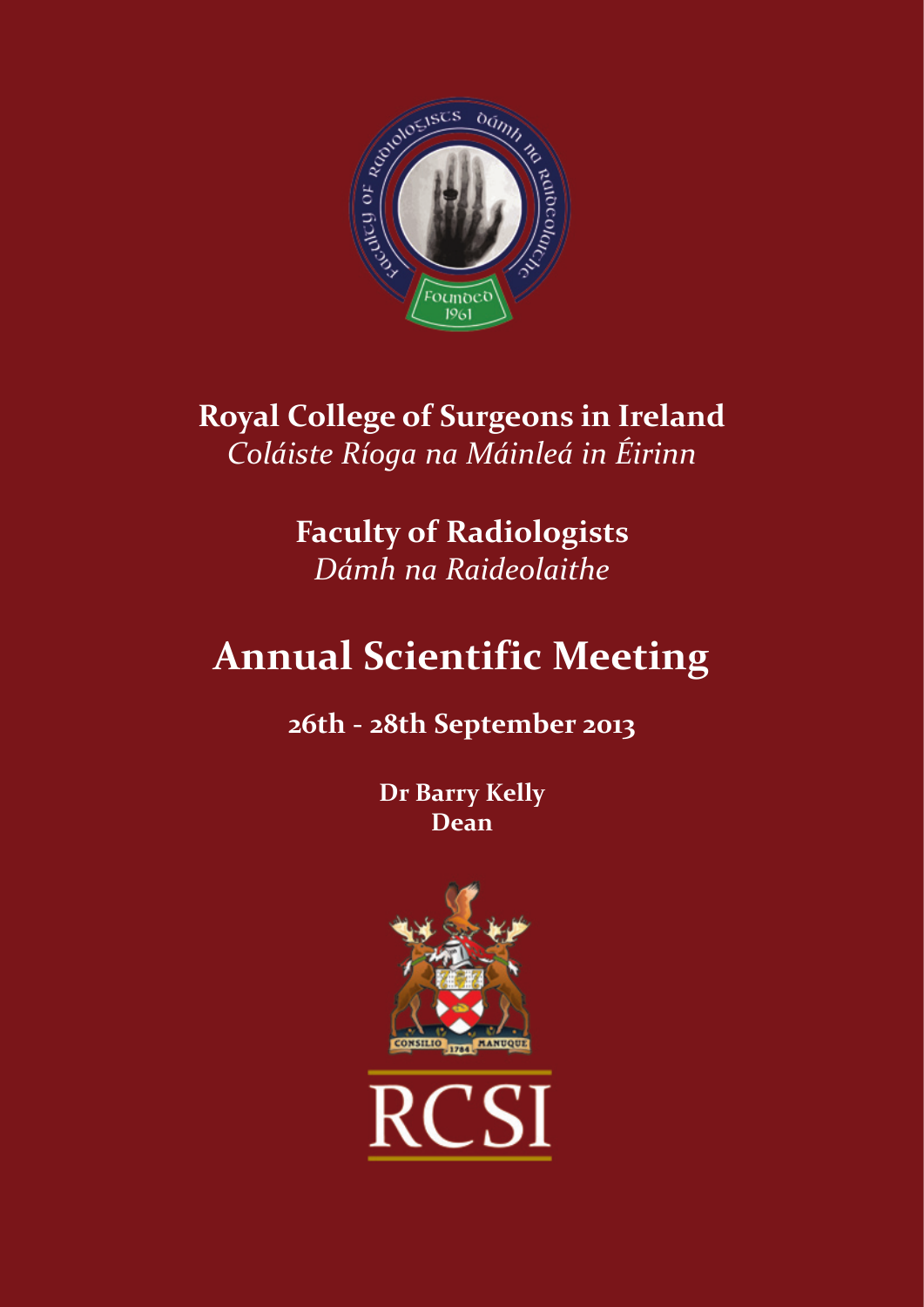**Royal College of Surgeons in Ireland**
*Coláiste Ríoga na Máinleá in Éirinn*

**Faculty of Radiologists**
*Dámh na Raideolaithe*

# Annual Scientific Meeting

**26th - 28th September 2013**

**Dr Barry Kelly**
**Dean**